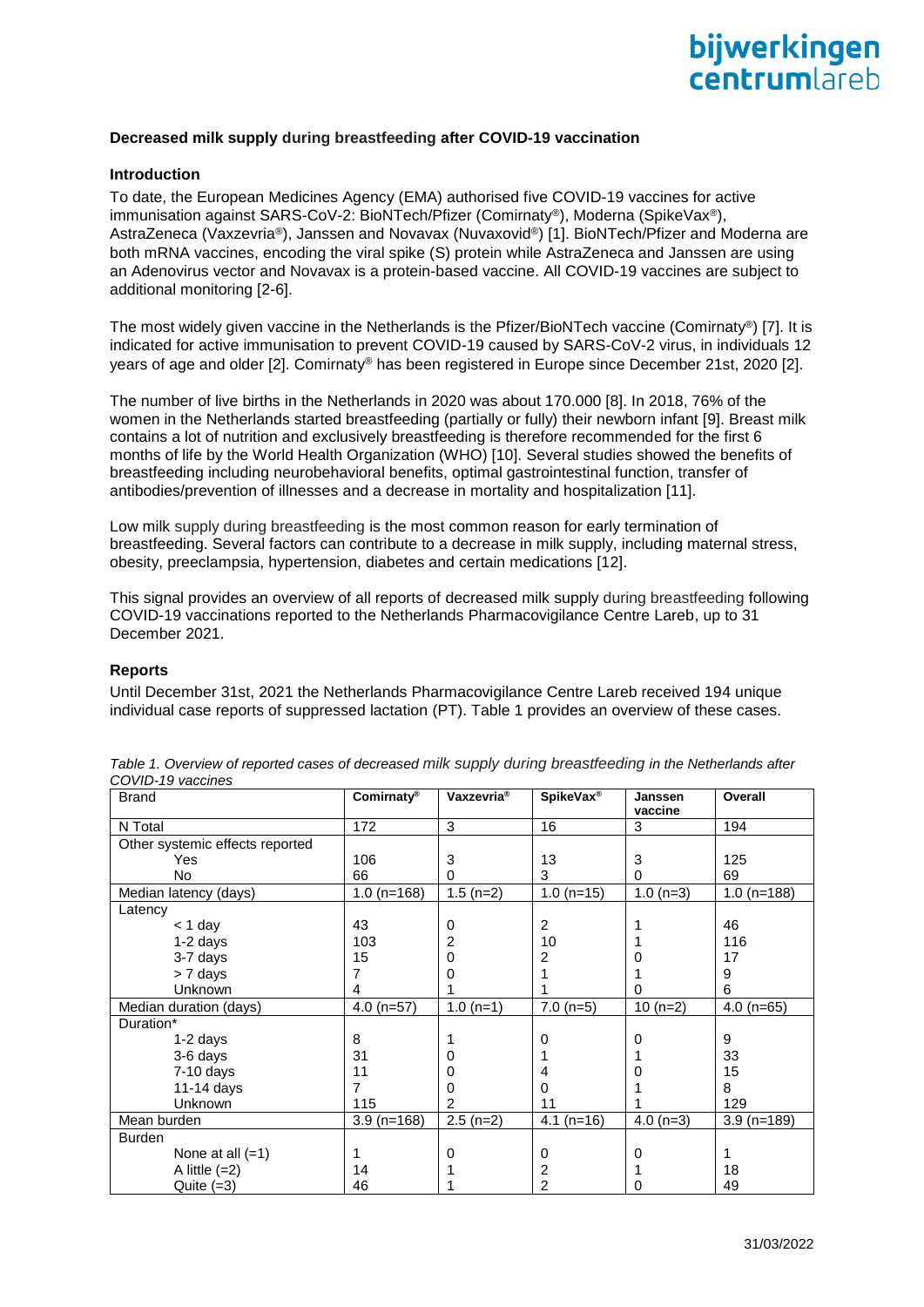**Decreased milk supply during breastfeeding after COVID-19 vaccination**

**Introduction**

To date, the European Medicines Agency (EMA) authorised five COVID-19 vaccines for active immunisation against SARS-CoV-2: BioNTech/Pfizer (Comirnaty®), Moderna (SpikeVax®), AstraZeneca (Vaxzevria®), Janssen and Novavax (Nuvaxovid®) [1]. BioNTech/Pfizer and Moderna are both mRNA vaccines, encoding the viral spike (S) protein while AstraZeneca and Janssen are using an Adenovirus vector and Novavax is a protein-based vaccine. All COVID-19 vaccines are subject to additional monitoring [2-6].

The most widely given vaccine in the Netherlands is the Pfizer/BioNTech vaccine (Comirnaty®) [7]. It is indicated for active immunisation to prevent COVID-19 caused by SARS-CoV-2 virus, in individuals 12 years of age and older [2]. Comirnaty® has been registered in Europe since December 21st, 2020 [2].

The number of live births in the Netherlands in 2020 was about 170.000 [8]. In 2018, 76% of the women in the Netherlands started breastfeeding (partially or fully) their newborn infant [9]. Breast milk contains a lot of nutrition and exclusively breastfeeding is therefore recommended for the first 6 months of life by the World Health Organization (WHO) [10]. Several studies showed the benefits of breastfeeding including neurobehavioral benefits, optimal gastrointestinal function, transfer of antibodies/prevention of illnesses and a decrease in mortality and hospitalization [11].

Low milk supply during breastfeeding is the most common reason for early termination of breastfeeding. Several factors can contribute to a decrease in milk supply, including maternal stress, obesity, preeclampsia, hypertension, diabetes and certain medications [12].

This signal provides an overview of all reports of decreased milk supply during breastfeeding following COVID-19 vaccinations reported to the Netherlands Pharmacovigilance Centre Lareb, up to 31 December 2021.

**Reports**

Until December 31st, 2021 the Netherlands Pharmacovigilance Centre Lareb received 194 unique individual case reports of suppressed lactation (PT). Table 1 provides an overview of these cases.

*Table 1. Overview of reported cases of decreased milk supply during breastfeeding in the Netherlands after COVID-19 vaccines*

| Brand | Comirnaty® | Vaxzevria® | SpikeVax® | Janssen vaccine | Overall |
|---|---|---|---|---|---|
| N Total | 172 | 3 | 16 | 3 | 194 |
| Other systemic effects reported | | | | | |
| Yes | 106 | 3 | 13 | 3 | 125 |
| No | 66 | 0 | 3 | 0 | 69 |
| Median latency (days) | 1.0 (n=168) | 1.5 (n=2) | 1.0 (n=15) | 1.0 (n=3) | 1.0 (n=188) |
| Latency | | | | | |
| < 1 day | 43 | 0 | 2 | 1 | 46 |
| 1-2 days | 103 | 2 | 10 | 1 | 116 |
| 3-7 days | 15 | 0 | 2 | 0 | 17 |
| > 7 days | 7 | 0 | 1 | 1 | 9 |
| Unknown | 4 | 1 | 1 | 0 | 6 |
| Median duration (days) | 4.0 (n=57) | 1.0 (n=1) | 7.0 (n=5) | 10 (n=2) | 4.0 (n=65) |
| Duration* | | | | | |
| 1-2 days | 8 | 1 | 0 | 0 | 9 |
| 3-6 days | 31 | 0 | 1 | 1 | 33 |
| 7-10 days | 11 | 0 | 4 | 0 | 15 |
| 11-14 days | 7 | 0 | 0 | 1 | 8 |
| Unknown | 115 | 2 | 11 | 1 | 129 |
| Mean burden | 3.9 (n=168) | 2.5 (n=2) | 4.1 (n=16) | 4.0 (n=3) | 3.9 (n=189) |
| Burden | | | | | |
| None at all (=1) | 1 | 0 | 0 | 0 | 1 |
| A little (=2) | 14 | 1 | 2 | 1 | 18 |
| Quite (=3) | 46 | 1 | 2 | 0 | 49 |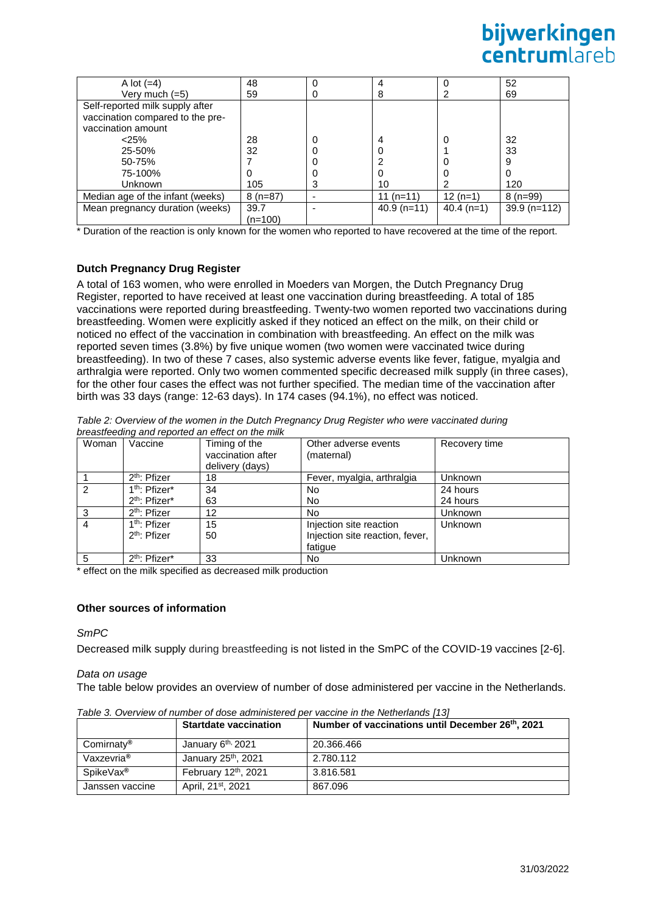| | | | | | |
|---|---|---|---|---|---|
| A lot (=4) | 48 | 0 | 4 | 0 | 52 |
| Very much (=5) | 59 | 0 | 8 | 2 | 69 |
| Self-reported milk supply after vaccination compared to the pre-vaccination amount | | | | | |
| <25% | 28 | 0 | 4 | 0 | 32 |
| 25-50% | 32 | 0 | 0 | 1 | 33 |
| 50-75% | 7 | 0 | 2 | 0 | 9 |
| 75-100% | 0 | 0 | 0 | 0 | 0 |
| Unknown | 105 | 3 | 10 | 2 | 120 |
| Median age of the infant (weeks) | 8 (n=87) | - | 11 (n=11) | 12 (n=1) | 8 (n=99) |
| Mean pregnancy duration (weeks) | 39.7 (n=100) | - | 40.9 (n=11) | 40.4 (n=1) | 39.9 (n=112) |

* Duration of the reaction is only known for the women who reported to have recovered at the time of the report.

### Dutch Pregnancy Drug Register

A total of 163 women, who were enrolled in Moeders van Morgen, the Dutch Pregnancy Drug Register, reported to have received at least one vaccination during breastfeeding. A total of 185 vaccinations were reported during breastfeeding. Twenty-two women reported two vaccinations during breastfeeding. Women were explicitly asked if they noticed an effect on the milk, on their child or noticed no effect of the vaccination in combination with breastfeeding. An effect on the milk was reported seven times (3.8%) by five unique women (two women were vaccinated twice during breastfeeding). In two of these 7 cases, also systemic adverse events like fever, fatigue, myalgia and arthralgia were reported. Only two women commented specific decreased milk supply (in three cases), for the other four cases the effect was not further specified. The median time of the vaccination after birth was 33 days (range: 12-63 days). In 174 cases (94.1%), no effect was noticed.

*Table 2: Overview of the women in the Dutch Pregnancy Drug Register who were vaccinated during breastfeeding and reported an effect on the milk*

| Woman | Vaccine | Timing of the vaccination after delivery (days) | Other adverse events (maternal) | Recovery time |
|---|---|---|---|---|
| 1 | 2th: Pfizer | 18 | Fever, myalgia, arthralgia | Unknown |
| 2 | 1th: Pfizer*<br>2th: Pfizer* | 34<br>63 | No<br>No | 24 hours<br>24 hours |
| 3 | 2th: Pfizer | 12 | No | Unknown |
| 4 | 1th: Pfizer<br>2th: Pfizer | 15<br>50 | Injection site reaction<br>Injection site reaction, fever, fatigue | Unknown |
| 5 | 2th: Pfizer* | 33 | No | Unknown |

* effect on the milk specified as decreased milk production

### Other sources of information

*SmPC*

Decreased milk supply during breastfeeding is not listed in the SmPC of the COVID-19 vaccines [2-6].

*Data on usage*

The table below provides an overview of number of dose administered per vaccine in the Netherlands.

*Table 3. Overview of number of dose administered per vaccine in the Netherlands [13]*

| | Startdate vaccination | Number of vaccinations until December 26th, 2021 |
|---|---|---|
| Comirnaty® | January 6th, 2021 | 20.366.466 |
| Vaxzevria® | January 25th, 2021 | 2.780.112 |
| SpikeVax® | February 12th, 2021 | 3.816.581 |
| Janssen vaccine | April, 21st, 2021 | 867.096 |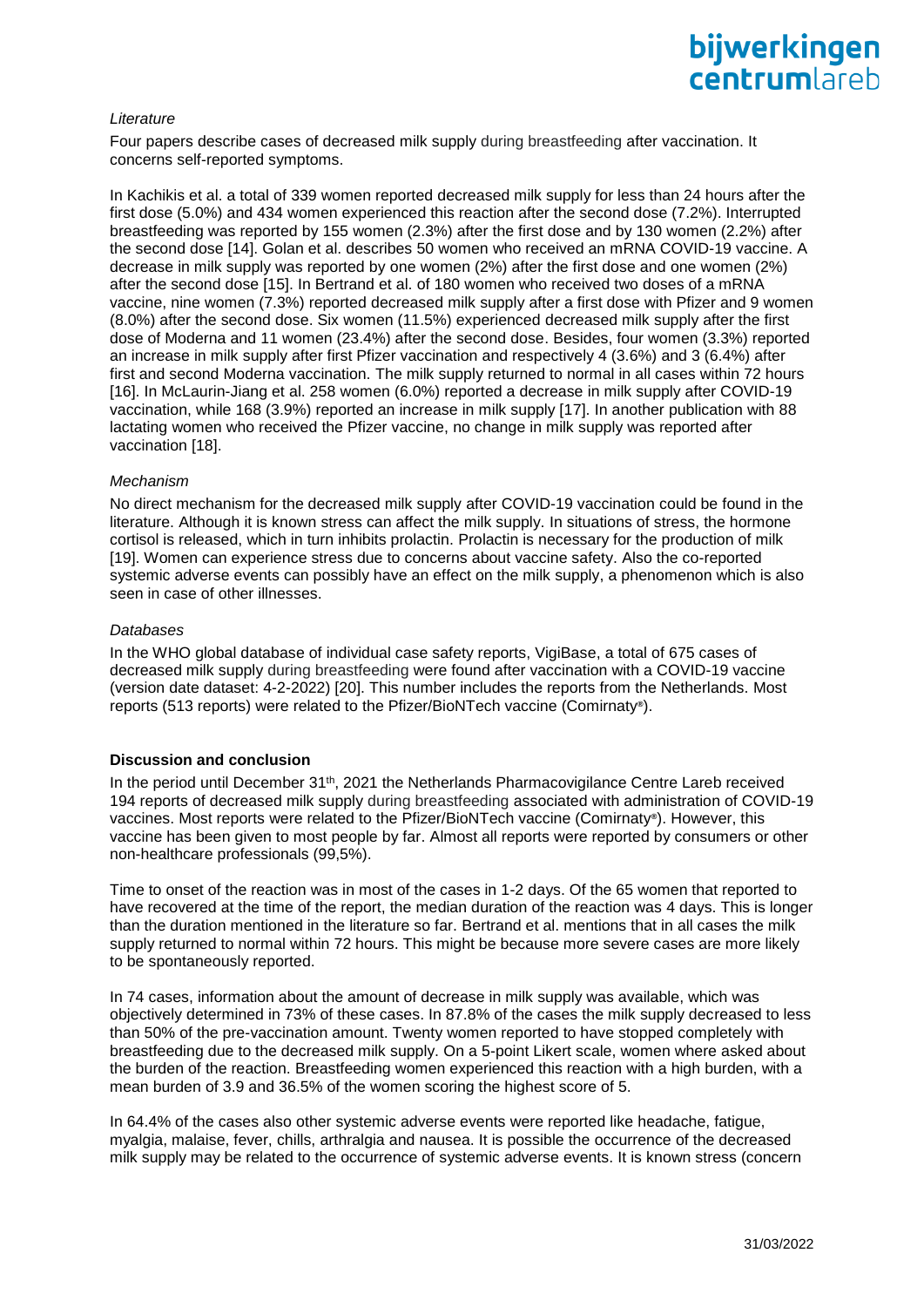*Literature*

Four papers describe cases of decreased milk supply during breastfeeding after vaccination. It concerns self-reported symptoms.

In Kachikis et al. a total of 339 women reported decreased milk supply for less than 24 hours after the first dose (5.0%) and 434 women experienced this reaction after the second dose (7.2%). Interrupted breastfeeding was reported by 155 women (2.3%) after the first dose and by 130 women (2.2%) after the second dose [14]. Golan et al. describes 50 women who received an mRNA COVID-19 vaccine. A decrease in milk supply was reported by one women (2%) after the first dose and one women (2%) after the second dose [15]. In Bertrand et al. of 180 women who received two doses of a mRNA vaccine, nine women (7.3%) reported decreased milk supply after a first dose with Pfizer and 9 women (8.0%) after the second dose. Six women (11.5%) experienced decreased milk supply after the first dose of Moderna and 11 women (23.4%) after the second dose. Besides, four women (3.3%) reported an increase in milk supply after first Pfizer vaccination and respectively 4 (3.6%) and 3 (6.4%) after first and second Moderna vaccination. The milk supply returned to normal in all cases within 72 hours [16]. In McLaurin-Jiang et al. 258 women (6.0%) reported a decrease in milk supply after COVID-19 vaccination, while 168 (3.9%) reported an increase in milk supply [17]. In another publication with 88 lactating women who received the Pfizer vaccine, no change in milk supply was reported after vaccination [18].

*Mechanism*

No direct mechanism for the decreased milk supply after COVID-19 vaccination could be found in the literature. Although it is known stress can affect the milk supply. In situations of stress, the hormone cortisol is released, which in turn inhibits prolactin. Prolactin is necessary for the production of milk [19]. Women can experience stress due to concerns about vaccine safety. Also the co-reported systemic adverse events can possibly have an effect on the milk supply, a phenomenon which is also seen in case of other illnesses.

*Databases*

In the WHO global database of individual case safety reports, VigiBase, a total of 675 cases of decreased milk supply during breastfeeding were found after vaccination with a COVID-19 vaccine (version date dataset: 4-2-2022) [20]. This number includes the reports from the Netherlands. Most reports (513 reports) were related to the Pfizer/BioNTech vaccine (Comirnaty®).

**Discussion and conclusion**

In the period until December 31th, 2021 the Netherlands Pharmacovigilance Centre Lareb received 194 reports of decreased milk supply during breastfeeding associated with administration of COVID-19 vaccines. Most reports were related to the Pfizer/BioNTech vaccine (Comirnaty®). However, this vaccine has been given to most people by far. Almost all reports were reported by consumers or other non-healthcare professionals (99,5%).

Time to onset of the reaction was in most of the cases in 1-2 days. Of the 65 women that reported to have recovered at the time of the report, the median duration of the reaction was 4 days. This is longer than the duration mentioned in the literature so far. Bertrand et al. mentions that in all cases the milk supply returned to normal within 72 hours. This might be because more severe cases are more likely to be spontaneously reported.

In 74 cases, information about the amount of decrease in milk supply was available, which was objectively determined in 73% of these cases. In 87.8% of the cases the milk supply decreased to less than 50% of the pre-vaccination amount. Twenty women reported to have stopped completely with breastfeeding due to the decreased milk supply. On a 5-point Likert scale, women where asked about the burden of the reaction. Breastfeeding women experienced this reaction with a high burden, with a mean burden of 3.9 and 36.5% of the women scoring the highest score of 5.

In 64.4% of the cases also other systemic adverse events were reported like headache, fatigue, myalgia, malaise, fever, chills, arthralgia and nausea. It is possible the occurrence of the decreased milk supply may be related to the occurrence of systemic adverse events. It is known stress (concern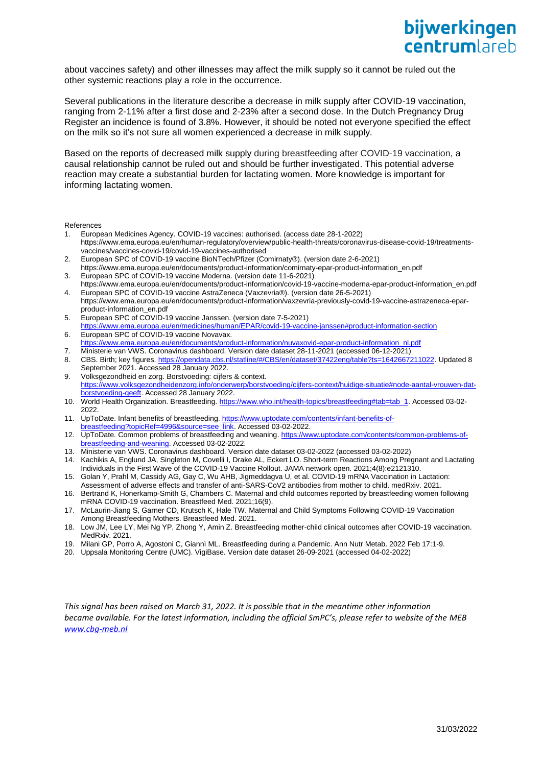about vaccines safety) and other illnesses may affect the milk supply so it cannot be ruled out the other systemic reactions play a role in the occurrence.

Several publications in the literature describe a decrease in milk supply after COVID-19 vaccination, ranging from 2-11% after a first dose and 2-23% after a second dose. In the Dutch Pregnancy Drug Register an incidence is found of 3.8%. However, it should be noted not everyone specified the effect on the milk so it's not sure all women experienced a decrease in milk supply.

Based on the reports of decreased milk supply during breastfeeding after COVID-19 vaccination, a causal relationship cannot be ruled out and should be further investigated. This potential adverse reaction may create a substantial burden for lactating women. More knowledge is important for informing lactating women.

References

1. European Medicines Agency. COVID-19 vaccines: authorised. (access date 28-1-2022) https://www.ema.europa.eu/en/human-regulatory/overview/public-health-threats/coronavirus-disease-covid-19/treatments-vaccines/vaccines-covid-19/covid-19-vaccines-authorised
2. European SPC of COVID-19 vaccine BioNTech/Pfizer (Comirnaty®). (version date 2-6-2021) https://www.ema.europa.eu/en/documents/product-information/comirnaty-epar-product-information_en.pdf
3. European SPC of COVID-19 vaccine Moderna. (version date 11-6-2021) https://www.ema.europa.eu/en/documents/product-information/covid-19-vaccine-moderna-epar-product-information_en.pdf
4. European SPC of COVID-19 vaccine AstraZeneca (Vaxzevria®). (version date 26-5-2021) https://www.ema.europa.eu/en/documents/product-information/vaxzevria-previously-covid-19-vaccine-astrazeneca-epar-product-information_en.pdf
5. European SPC of COVID-19 vaccine Janssen. (version date 7-5-2021) https://www.ema.europa.eu/en/medicines/human/EPAR/covid-19-vaccine-janssen#product-information-section
6. European SPC of COVID-19 vaccine Novavax. https://www.ema.europa.eu/en/documents/product-information/nuvaxovid-epar-product-information_nl.pdf
7. Ministerie van VWS. Coronavirus dashboard. Version date dataset 28-11-2021 (accessed 06-12-2021)
8. CBS. Birth; key figures. https://opendata.cbs.nl/statline/#/CBS/en/dataset/37422eng/table?ts=1642667211022. Updated 8 September 2021. Accessed 28 January 2022.
9. Volksgezondheid en zorg. Borstvoeding: cijfers & context. https://www.volksgezondheidenzorg.info/onderwerp/borstvoeding/cijfers-context/huidige-situatie#node-aantal-vrouwen-dat-borstvoeding-geeft. Accessed 28 January 2022.
10. World Health Organization. Breastfeeding. https://www.who.int/health-topics/breastfeeding#tab=tab_1. Accessed 03-02-2022.
11. UpToDate. Infant benefits of breastfeeding. https://www.uptodate.com/contents/infant-benefits-of-breastfeeding?topicRef=4996&source=see_link. Accessed 03-02-2022.
12. UpToDate. Common problems of breastfeeding and weaning. https://www.uptodate.com/contents/common-problems-of-breastfeeding-and-weaning. Accessed 03-02-2022.
13. Ministerie van VWS. Coronavirus dashboard. Version date dataset 03-02-2022 (accessed 03-02-2022)
14. Kachikis A, Englund JA, Singleton M, Covelli I, Drake AL, Eckert LO. Short-term Reactions Among Pregnant and Lactating Individuals in the First Wave of the COVID-19 Vaccine Rollout. JAMA network open. 2021;4(8):e2121310.
15. Golan Y, Prahl M, Cassidy AG, Gay C, Wu AHB, Jigmeddagva U, et al. COVID-19 mRNA Vaccination in Lactation: Assessment of adverse effects and transfer of anti-SARS-CoV2 antibodies from mother to child. medRxiv. 2021.
16. Bertrand K, Honerkamp-Smith G, Chambers C. Maternal and child outcomes reported by breastfeeding women following mRNA COVID-19 vaccination. Breastfeed Med. 2021;16(9).
17. McLaurin-Jiang S, Garner CD, Krutsch K, Hale TW. Maternal and Child Symptoms Following COVID-19 Vaccination Among Breastfeeding Mothers. Breastfeed Med. 2021.
18. Low JM, Lee LY, Mei Ng YP, Zhong Y, Amin Z. Breastfeeding mother-child clinical outcomes after COVID-19 vaccination. MedRxiv. 2021.
19. Milani GP, Porro A, Agostoni C, Giannì ML. Breastfeeding during a Pandemic. Ann Nutr Metab. 2022 Feb 17:1-9.
20. Uppsala Monitoring Centre (UMC). VigiBase. Version date dataset 26-09-2021 (accessed 04-02-2022)

*This signal has been raised on March 31, 2022. It is possible that in the meantime other information became available. For the latest information, including the official SmPC's, please refer to website of the MEB [www.cbg-meb.nl](www.cbg-meb.nl)*